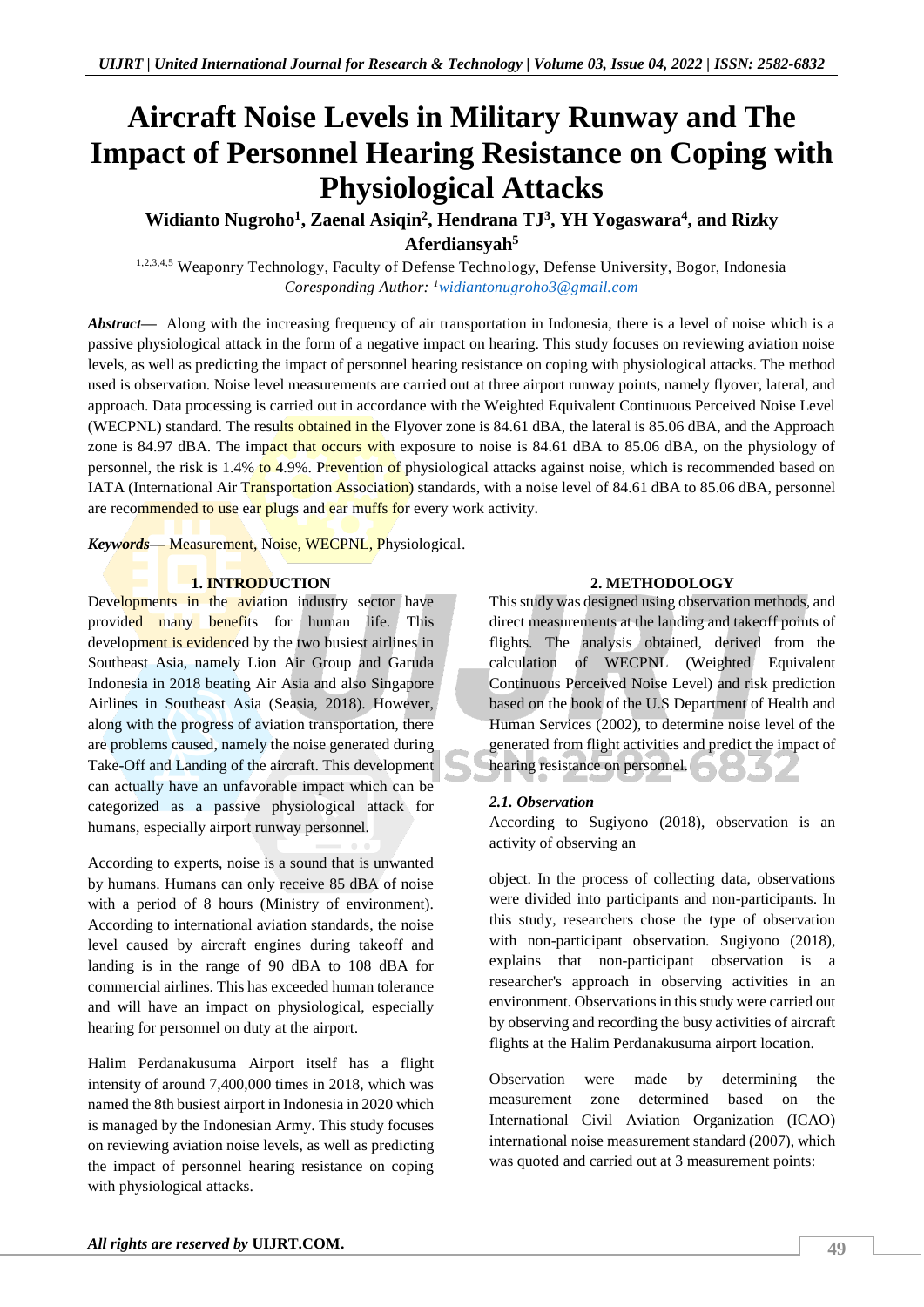# Aircraft Noise Levels in Military Runway and The Impact of Personnel Hearing Resistance on Coping with Physiological Attacks

**Widianto Nugroho[1], Zaenal Asiqin[2], Hendrana TJ[3], YH Yogaswara[4], and Rizky Aferdiansyah[5]**

[1,2,3,4,5] Weaponry Technology, Faculty of Defense Technology, Defense University, Bogor, Indonesia
*Coresponding Author: [1]widiantonugroho3@gmail.com*

***Abstract*****—** Along with the increasing frequency of air transportation in Indonesia, there is a level of noise which is a passive physiological attack in the form of a negative impact on hearing. This study focuses on reviewing aviation noise levels, as well as predicting the impact of personnel hearing resistance on coping with physiological attacks. The method used is observation. Noise level measurements are carried out at three airport runway points, namely flyover, lateral, and approach. Data processing is carried out in accordance with the Weighted Equivalent Continuous Perceived Noise Level (WECPNL) standard. The results obtained in the Flyover zone is 84.61 dBA, the lateral is 85.06 dBA, and the Approach zone is 84.97 dBA. The impact that occurs with exposure to noise is 84.61 dBA to 85.06 dBA, on the physiology of personnel, the risk is 1.4% to 4.9%. Prevention of physiological attacks against noise, which is recommended based on IATA (International Air Transportation Association) standards, with a noise level of 84.61 dBA to 85.06 dBA, personnel are recommended to use ear plugs and ear muffs for every work activity.

***Keywords*****—** Measurement, Noise, WECPNL, Physiological.

## 1. INTRODUCTION

Developments in the aviation industry sector have provided many benefits for human life. This development is evidenced by the two busiest airlines in Southeast Asia, namely Lion Air Group and Garuda Indonesia in 2018 beating Air Asia and also Singapore Airlines in Southeast Asia (Seasia, 2018). However, along with the progress of aviation transportation, there are problems caused, namely the noise generated during Take-Off and Landing of the aircraft. This development can actually have an unfavorable impact which can be categorized as a passive physiological attack for humans, especially airport runway personnel.

According to experts, noise is a sound that is unwanted by humans. Humans can only receive 85 dBA of noise with a period of 8 hours (Ministry of environment). According to international aviation standards, the noise level caused by aircraft engines during takeoff and landing is in the range of 90 dBA to 108 dBA for commercial airlines. This has exceeded human tolerance and will have an impact on physiological, especially hearing for personnel on duty at the airport.

Halim Perdanakusuma Airport itself has a flight intensity of around 7,400,000 times in 2018, which was named the 8th busiest airport in Indonesia in 2020 which is managed by the Indonesian Army. This study focuses on reviewing aviation noise levels, as well as predicting the impact of personnel hearing resistance on coping with physiological attacks.

## 2. METHODOLOGY

This study was designed using observation methods, and direct measurements at the landing and takeoff points of flights. The analysis obtained, derived from the calculation of WECPNL (Weighted Equivalent Continuous Perceived Noise Level) and risk prediction based on the book of the U.S Department of Health and Human Services (2002), to determine noise level of the generated from flight activities and predict the impact of hearing resistance on personnel.

### *2.1. Observation*

According to Sugiyono (2018), observation is an activity of observing an object. In the process of collecting data, observations were divided into participants and non-participants. In this study, researchers chose the type of observation with non-participant observation. Sugiyono (2018), explains that non-participant observation is a researcher's approach in observing activities in an environment. Observations in this study were carried out by observing and recording the busy activities of aircraft flights at the Halim Perdanakusuma airport location.

Observation were made by determining the measurement zone determined based on the International Civil Aviation Organization (ICAO) international noise measurement standard (2007), which was quoted and carried out at 3 measurement points: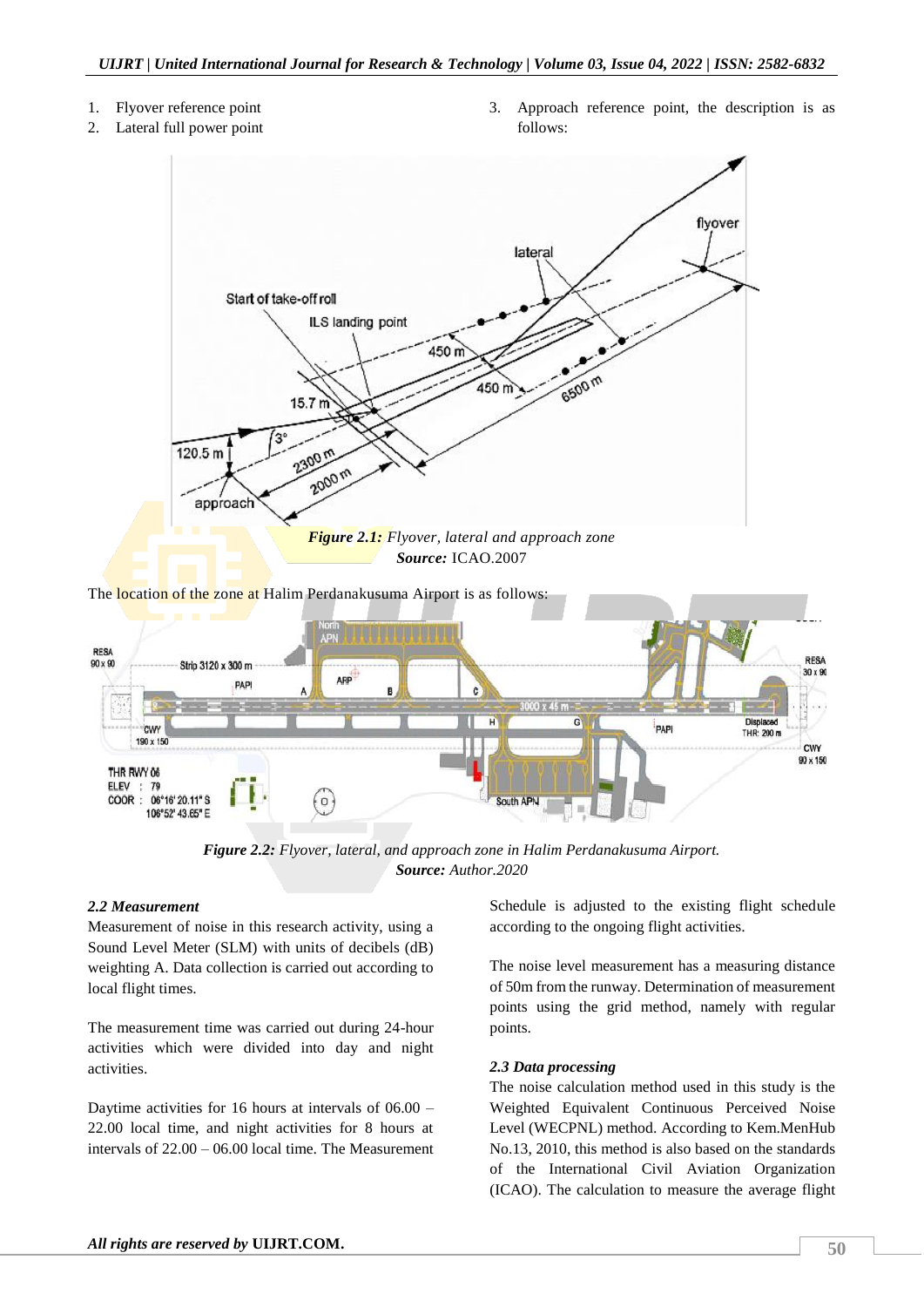1. Flyover reference point
2. Lateral full power point
3. Approach reference point, the description is as follows:

***Figure 2.1:*** *Flyover, lateral and approach zone*
***Source:*** ICAO.2007

The location of the zone at Halim Perdanakusuma Airport is as follows:

***Figure 2.2:*** *Flyover, lateral, and approach zone in Halim Perdanakusuma Airport.*
***Source:*** *Author.2020*

### *2.2 Measurement*

Measurement of noise in this research activity, using a Sound Level Meter (SLM) with units of decibels (dB) weighting A. Data collection is carried out according to local flight times.

The measurement time was carried out during 24-hour activities which were divided into day and night activities.

Daytime activities for 16 hours at intervals of 06.00 – 22.00 local time, and night activities for 8 hours at intervals of 22.00 – 06.00 local time. The Measurement Schedule is adjusted to the existing flight schedule according to the ongoing flight activities.

The noise level measurement has a measuring distance of 50m from the runway. Determination of measurement points using the grid method, namely with regular points.

### *2.3 Data processing*

The noise calculation method used in this study is the Weighted Equivalent Continuous Perceived Noise Level (WECPNL) method. According to Kem.MenHub No.13, 2010, this method is also based on the standards of the International Civil Aviation Organization (ICAO). The calculation to measure the average flight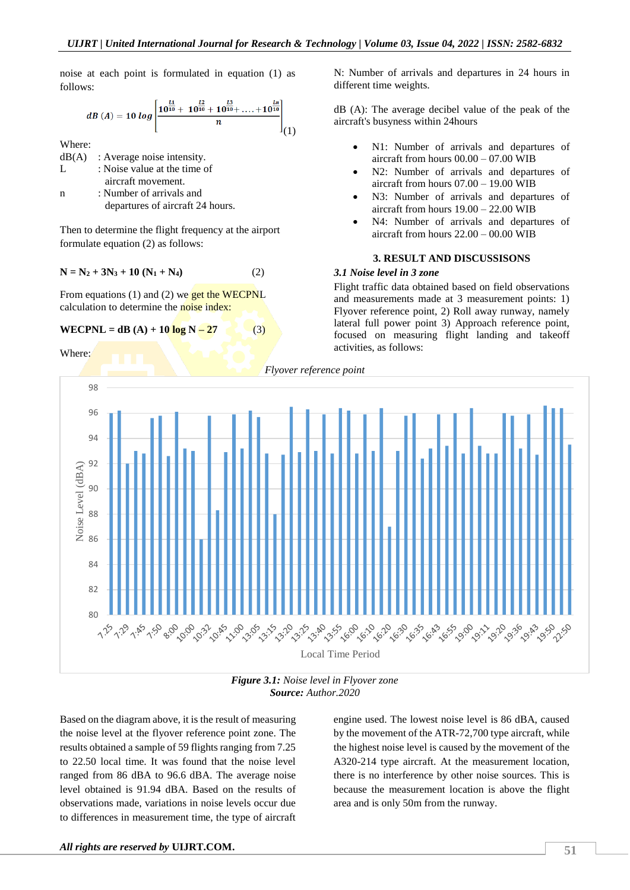noise at each point is formulated in equation (1) as follows:

$$dB\ (A) = 10\ log\left[\frac{10^{\frac{L1}{10}} + 10^{\frac{L2}{10}} + 10^{\frac{L3}{10}} + \ldots + 10^{\frac{Ln}{10}}}{n}\right] \quad (1)$$

Where:

dB(A) : Average noise intensity.
L : Noise value at the time of aircraft movement.
n : Number of arrivals and departures of aircraft 24 hours.

Then to determine the flight frequency at the airport formulate equation (2) as follows:

$$N = N_2 + 3N_3 + 10\ (N_1 + N_4) \quad (2)$$

From equations (1) and (2) we get the WECPNL calculation to determine the noise index:

$$WECPNL = dB\ (A) + 10\ log\ N - 27 \quad (3)$$

Where:

N: Number of arrivals and departures in 24 hours in different time weights.

dB (A): The average decibel value of the peak of the aircraft's busyness within 24hours

- N1: Number of arrivals and departures of aircraft from hours 00.00 – 07.00 WIB
- N2: Number of arrivals and departures of aircraft from hours 07.00 – 19.00 WIB
- N3: Number of arrivals and departures of aircraft from hours 19.00 – 22.00 WIB
- N4: Number of arrivals and departures of aircraft from hours 22.00 – 00.00 WIB

## 3. RESULT AND DISCUSSISONS

### *3.1 Noise level in 3 zone*

Flight traffic data obtained based on field observations and measurements made at 3 measurement points: 1) Flyover reference point, 2) Roll away runway, namely lateral full power point 3) Approach reference point, focused on measuring flight landing and takeoff activities, as follows:

***Figure 3.1:*** *Noise level in Flyover zone*
***Source:*** *Author.2020*

Based on the diagram above, it is the result of measuring the noise level at the flyover reference point zone. The results obtained a sample of 59 flights ranging from 7.25 to 22.50 local time. It was found that the noise level ranged from 86 dBA to 96.6 dBA. The average noise level obtained is 91.94 dBA. Based on the results of observations made, variations in noise levels occur due to differences in measurement time, the type of aircraft engine used. The lowest noise level is 86 dBA, caused by the movement of the ATR-72,700 type aircraft, while the highest noise level is caused by the movement of the A320-214 type aircraft. At the measurement location, there is no interference by other noise sources. This is because the measurement location is above the flight area and is only 50m from the runway.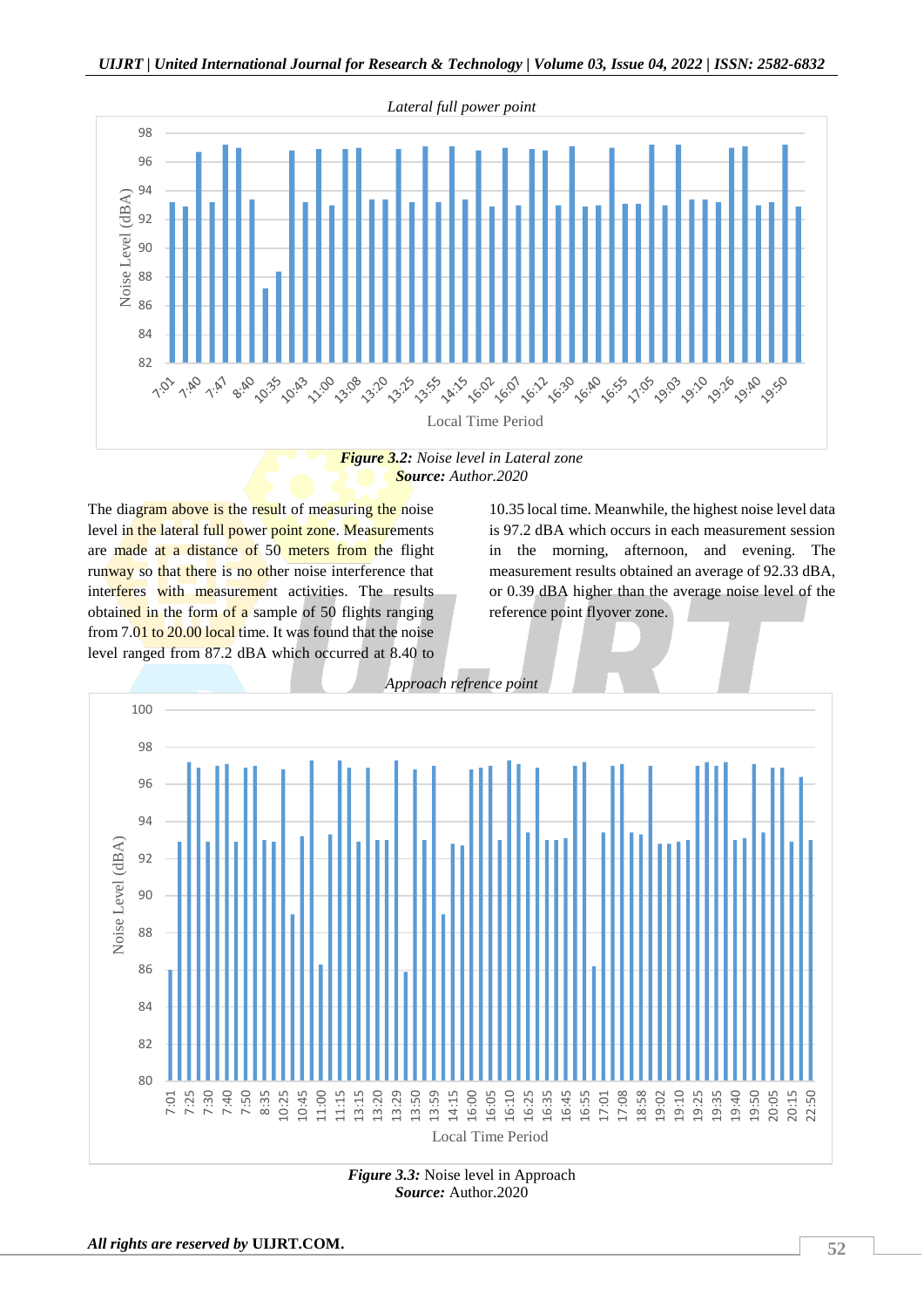*Lateral full power point*

**Figure 3.2:** *Noise level in Lateral zone*
***Source:*** *Author.2020*

The diagram above is the result of measuring the noise level in the lateral full power point zone. Measurements are made at a distance of 50 meters from the flight runway so that there is no other noise interference that interferes with measurement activities. The results obtained in the form of a sample of 50 flights ranging from 7.01 to 20.00 local time. It was found that the noise level ranged from 87.2 dBA which occurred at 8.40 to 10.35 local time. Meanwhile, the highest noise level data is 97.2 dBA which occurs in each measurement session in the morning, afternoon, and evening. The measurement results obtained an average of 92.33 dBA, or 0.39 dBA higher than the average noise level of the reference point flyover zone.

*Approach refrence point*

**Figure 3.3:** Noise level in Approach
***Source:*** Author.2020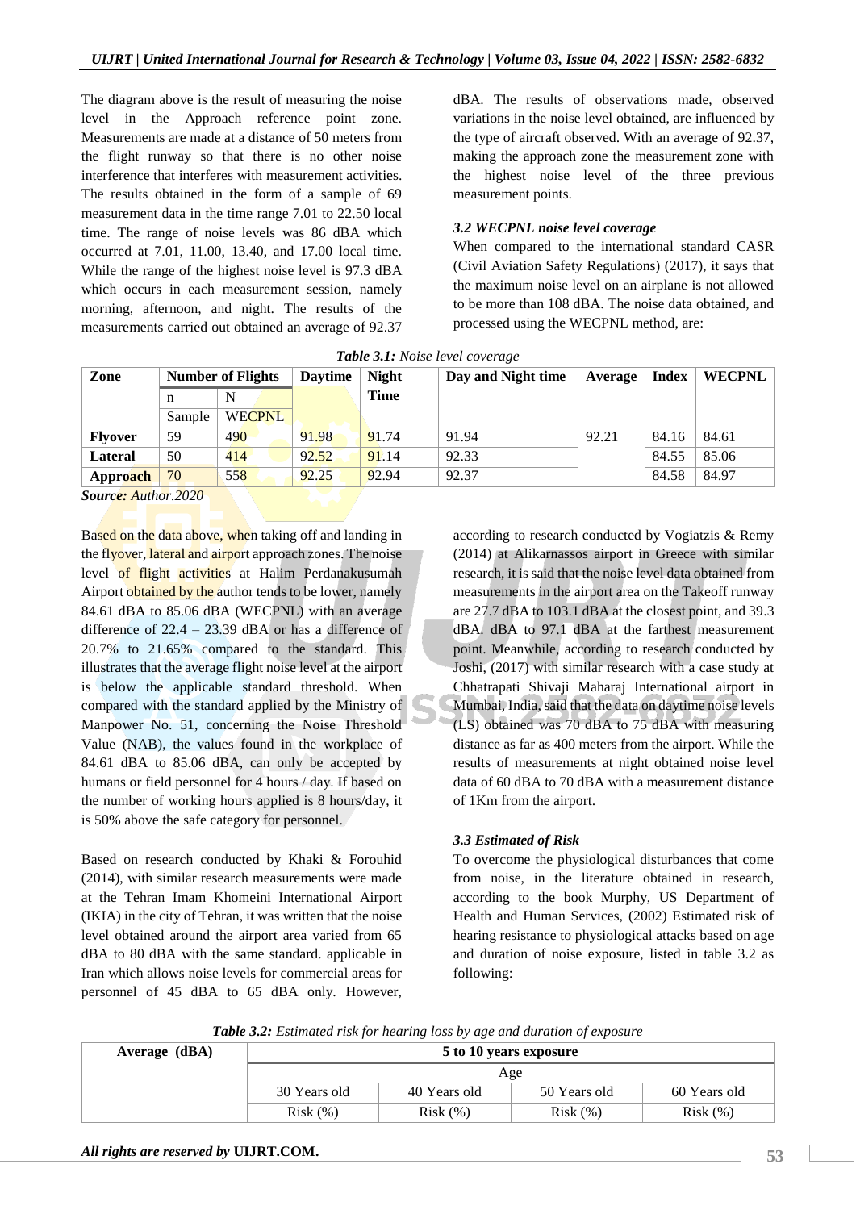The diagram above is the result of measuring the noise level in the Approach reference point zone. Measurements are made at a distance of 50 meters from the flight runway so that there is no other noise interference that interferes with measurement activities. The results obtained in the form of a sample of 69 measurement data in the time range 7.01 to 22.50 local time. The range of noise levels was 86 dBA which occurred at 7.01, 11.00, 13.40, and 17.00 local time. While the range of the highest noise level is 97.3 dBA which occurs in each measurement session, namely morning, afternoon, and night. The results of the measurements carried out obtained an average of 92.37 dBA. The results of observations made, observed variations in the noise level obtained, are influenced by the type of aircraft observed. With an average of 92.37, making the approach zone the measurement zone with the highest noise level of the three previous measurement points.

### 3.2 WECPNL noise level coverage

When compared to the international standard CASR (Civil Aviation Safety Regulations) (2017), it says that the maximum noise level on an airplane is not allowed to be more than 108 dBA. The noise data obtained, and processed using the WECPNL method, are:

***Table 3.1:*** *Noise level coverage*

| Zone | Number of Flights | | Daytime | Night Time | Day and Night time | Average | Index | WECPNL |
|---|---|---|---|---|---|---|---|---|
| | n | N | | | | | | |
| | Sample | WECPNL | | | | | | |
| **Flyover** | 59 | 490 | 91.98 | 91.74 | 91.94 | 92.21 | 84.16 | 84.61 |
| **Lateral** | 50 | 414 | 92.52 | 91.14 | 92.33 | | 84.55 | 85.06 |
| **Approach** | 70 | 558 | 92.25 | 92.94 | 92.37 | | 84.58 | 84.97 |

***Source:*** *Author.2020*

Based on the data above, when taking off and landing in the flyover, lateral and airport approach zones. The noise level of flight activities at Halim Perdanakusumah Airport obtained by the author tends to be lower, namely 84.61 dBA to 85.06 dBA (WECPNL) with an average difference of 22.4 – 23.39 dBA or has a difference of 20.7% to 21.65% compared to the standard. This illustrates that the average flight noise level at the airport is below the applicable standard threshold. When compared with the standard applied by the Ministry of Manpower No. 51, concerning the Noise Threshold Value (NAB), the values found in the workplace of 84.61 dBA to 85.06 dBA, can only be accepted by humans or field personnel for 4 hours / day. If based on the number of working hours applied is 8 hours/day, it is 50% above the safe category for personnel.

Based on research conducted by Khaki & Forouhid (2014), with similar research measurements were made at the Tehran Imam Khomeini International Airport (IKIA) in the city of Tehran, it was written that the noise level obtained around the airport area varied from 65 dBA to 80 dBA with the same standard. applicable in Iran which allows noise levels for commercial areas for personnel of 45 dBA to 65 dBA only. However, according to research conducted by Vogiatzis & Remy (2014) at Alikarnassos airport in Greece with similar research, it is said that the noise level data obtained from measurements in the airport area on the Takeoff runway are 27.7 dBA to 103.1 dBA at the closest point, and 39.3 dBA. dBA to 97.1 dBA at the farthest measurement point. Meanwhile, according to research conducted by Joshi, (2017) with similar research with a case study at Chhatrapati Shivaji Maharaj International airport in Mumbai, India, said that the data on daytime noise levels (LS) obtained was 70 dBA to 75 dBA with measuring distance as far as 400 meters from the airport. While the results of measurements at night obtained noise level data of 60 dBA to 70 dBA with a measurement distance of 1Km from the airport.

### 3.3 Estimated of Risk

To overcome the physiological disturbances that come from noise, in the literature obtained in research, according to the book Murphy, US Department of Health and Human Services, (2002) Estimated risk of hearing resistance to physiological attacks based on age and duration of noise exposure, listed in table 3.2 as following:

***Table 3.2:*** *Estimated risk for hearing loss by age and duration of exposure*

| Average (dBA) | 5 to 10 years exposure | | | |
|---|---|---|---|---|
| | Age | | | |
| | 30 Years old | 40 Years old | 50 Years old | 60 Years old |
| | Risk (%) | Risk (%) | Risk (%) | Risk (%) |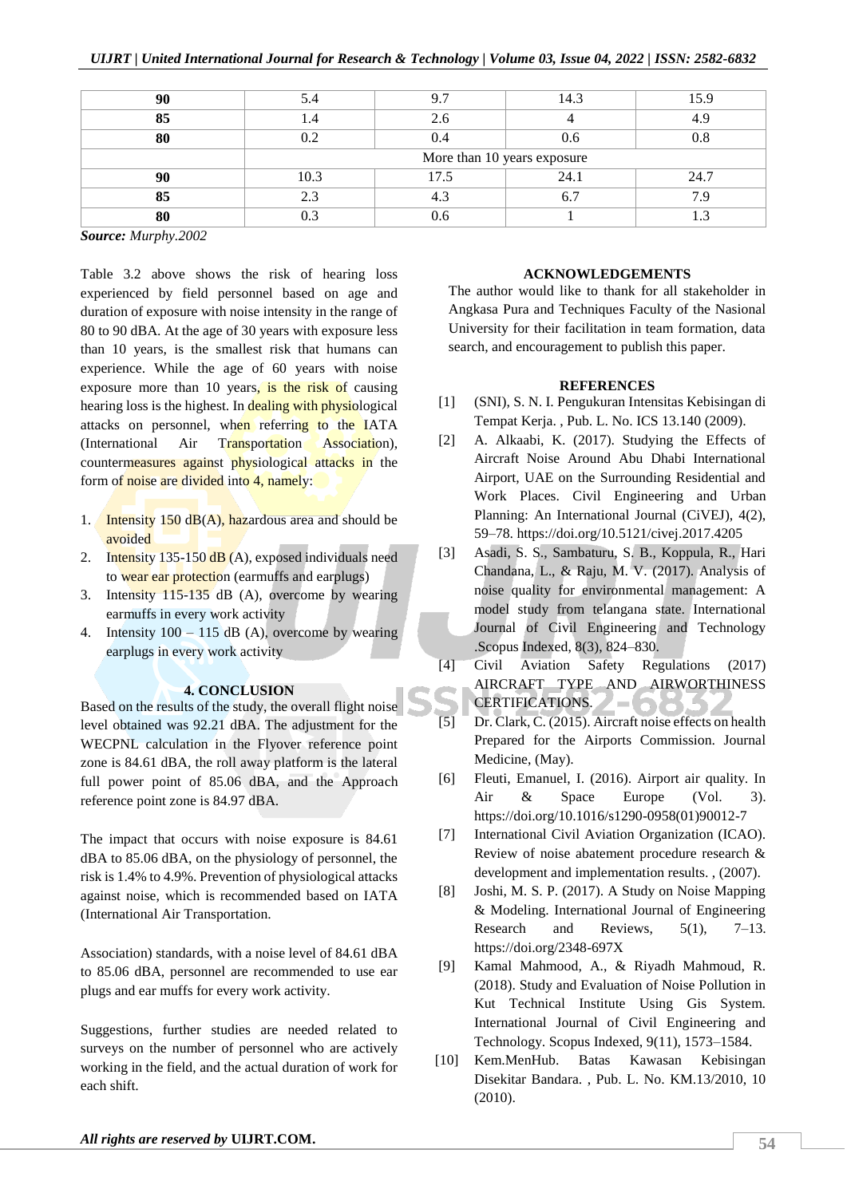| | | | | |
|---|---|---|---|---|
| **90** | 5.4 | 9.7 | 14.3 | 15.9 |
| **85** | 1.4 | 2.6 | 4 | 4.9 |
| **80** | 0.2 | 0.4 | 0.6 | 0.8 |
| | More than 10 years exposure | | | |
| **90** | 10.3 | 17.5 | 24.1 | 24.7 |
| **85** | 2.3 | 4.3 | 6.7 | 7.9 |
| **80** | 0.3 | 0.6 | 1 | 1.3 |

***Source:*** *Murphy.2002*

Table 3.2 above shows the risk of hearing loss experienced by field personnel based on age and duration of exposure with noise intensity in the range of 80 to 90 dBA. At the age of 30 years with exposure less than 10 years, is the smallest risk that humans can experience. While the age of 60 years with noise exposure more than 10 years, is the risk of causing hearing loss is the highest. In dealing with physiological attacks on personnel, when referring to the IATA (International Air Transportation Association), countermeasures against physiological attacks in the form of noise are divided into 4, namely:

1. Intensity 150 dB(A), hazardous area and should be avoided
2. Intensity 135-150 dB (A), exposed individuals need to wear ear protection (earmuffs and earplugs)
3. Intensity 115-135 dB (A), overcome by wearing earmuffs in every work activity
4. Intensity 100 – 115 dB (A), overcome by wearing earplugs in every work activity

## 4. CONCLUSION

Based on the results of the study, the overall flight noise level obtained was 92.21 dBA. The adjustment for the WECPNL calculation in the Flyover reference point zone is 84.61 dBA, the roll away platform is the lateral full power point of 85.06 dBA, and the Approach reference point zone is 84.97 dBA.

The impact that occurs with noise exposure is 84.61 dBA to 85.06 dBA, on the physiology of personnel, the risk is 1.4% to 4.9%. Prevention of physiological attacks against noise, which is recommended based on IATA (International Air Transportation.

Association) standards, with a noise level of 84.61 dBA to 85.06 dBA, personnel are recommended to use ear plugs and ear muffs for every work activity.

Suggestions, further studies are needed related to surveys on the number of personnel who are actively working in the field, and the actual duration of work for each shift.

## ACKNOWLEDGEMENTS

The author would like to thank for all stakeholder in Angkasa Pura and Techniques Faculty of the Nasional University for their facilitation in team formation, data search, and encouragement to publish this paper.

## REFERENCES

[1] (SNI), S. N. I. Pengukuran Intensitas Kebisingan di Tempat Kerja. , Pub. L. No. ICS 13.140 (2009).

[2] A. Alkaabi, K. (2017). Studying the Effects of Aircraft Noise Around Abu Dhabi International Airport, UAE on the Surrounding Residential and Work Places. Civil Engineering and Urban Planning: An International Journal (CiVEJ), 4(2), 59–78. https://doi.org/10.5121/civej.2017.4205

[3] Asadi, S. S., Sambaturu, S. B., Koppula, R., Hari Chandana, L., & Raju, M. V. (2017). Analysis of noise quality for environmental management: A model study from telangana state. International Journal of Civil Engineering and Technology .Scopus Indexed, 8(3), 824–830.

[4] Civil Aviation Safety Regulations (2017) AIRCRAFT TYPE AND AIRWORTHINESS CERTIFICATIONS.

[5] Dr. Clark, C. (2015). Aircraft noise effects on health Prepared for the Airports Commission. Journal Medicine, (May).

[6] Fleuti, Emanuel, I. (2016). Airport air quality. In Air & Space Europe (Vol. 3). https://doi.org/10.1016/s1290-0958(01)90012-7

[7] International Civil Aviation Organization (ICAO). Review of noise abatement procedure research & development and implementation results. , (2007).

[8] Joshi, M. S. P. (2017). A Study on Noise Mapping & Modeling. International Journal of Engineering Research and Reviews, 5(1), 7–13. https://doi.org/2348-697X

[9] Kamal Mahmood, A., & Riyadh Mahmoud, R. (2018). Study and Evaluation of Noise Pollution in Kut Technical Institute Using Gis System. International Journal of Civil Engineering and Technology. Scopus Indexed, 9(11), 1573–1584.

[10] Kem.MenHub. Batas Kawasan Kebisingan Disekitar Bandara. , Pub. L. No. KM.13/2010, 10 (2010).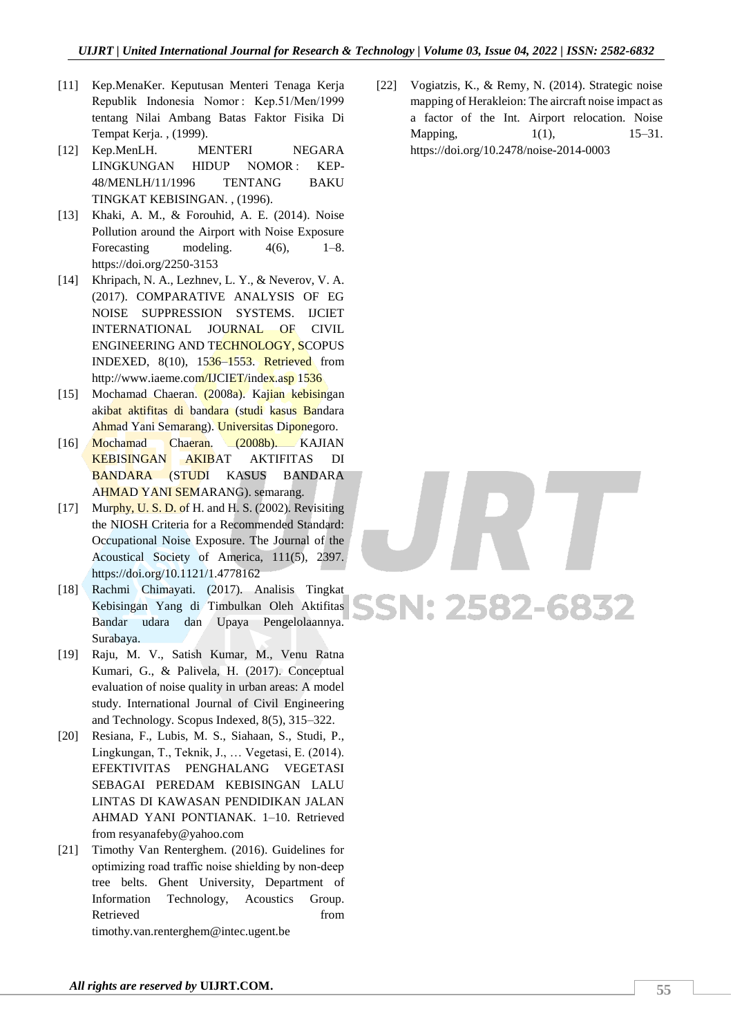[11] Kep.MenaKer. Keputusan Menteri Tenaga Kerja Republik Indonesia Nomor : Kep.51/Men/1999 tentang Nilai Ambang Batas Faktor Fisika Di Tempat Kerja. , (1999).

[12] Kep.MenLH. MENTERI NEGARA LINGKUNGAN HIDUP NOMOR : KEP-48/MENLH/11/1996 TENTANG BAKU TINGKAT KEBISINGAN. , (1996).

[13] Khaki, A. M., & Forouhid, A. E. (2014). Noise Pollution around the Airport with Noise Exposure Forecasting modeling. 4(6), 1–8. https://doi.org/2250-3153

[14] Khripach, N. A., Lezhnev, L. Y., & Neverov, V. A. (2017). COMPARATIVE ANALYSIS OF EG NOISE SUPPRESSION SYSTEMS. IJCIET INTERNATIONAL JOURNAL OF CIVIL ENGINEERING AND TECHNOLOGY, SCOPUS INDEXED, 8(10), 1536–1553. Retrieved from http://www.iaeme.com/IJCIET/index.asp 1536

[15] Mochamad Chaeran. (2008a). Kajian kebisingan akibat aktifitas di bandara (studi kasus Bandara Ahmad Yani Semarang). Universitas Diponegoro.

[16] Mochamad Chaeran. (2008b). KAJIAN KEBISINGAN AKIBAT AKTIFITAS DI BANDARA (STUDI KASUS BANDARA AHMAD YANI SEMARANG). semarang.

[17] Murphy, U. S. D. of H. and H. S. (2002). Revisiting the NIOSH Criteria for a Recommended Standard: Occupational Noise Exposure. The Journal of the Acoustical Society of America, 111(5), 2397. https://doi.org/10.1121/1.4778162

[18] Rachmi Chimayati. (2017). Analisis Tingkat Kebisingan Yang di Timbulkan Oleh Aktifitas Bandar udara dan Upaya Pengelolaannya. Surabaya.

[19] Raju, M. V., Satish Kumar, M., Venu Ratna Kumari, G., & Palivela, H. (2017). Conceptual evaluation of noise quality in urban areas: A model study. International Journal of Civil Engineering and Technology. Scopus Indexed, 8(5), 315–322.

[20] Resiana, F., Lubis, M. S., Siahaan, S., Studi, P., Lingkungan, T., Teknik, J., … Vegetasi, E. (2014). EFEKTIVITAS PENGHALANG VEGETASI SEBAGAI PEREDAM KEBISINGAN LALU LINTAS DI KAWASAN PENDIDIKAN JALAN AHMAD YANI PONTIANAK. 1–10. Retrieved from resyanafeby@yahoo.com

[21] Timothy Van Renterghem. (2016). Guidelines for optimizing road traffic noise shielding by non-deep tree belts. Ghent University, Department of Information Technology, Acoustics Group. Retrieved from timothy.van.renterghem@intec.ugent.be

[22] Vogiatzis, K., & Remy, N. (2014). Strategic noise mapping of Herakleion: The aircraft noise impact as a factor of the Int. Airport relocation. Noise Mapping, 1(1), 15–31. https://doi.org/10.2478/noise-2014-0003